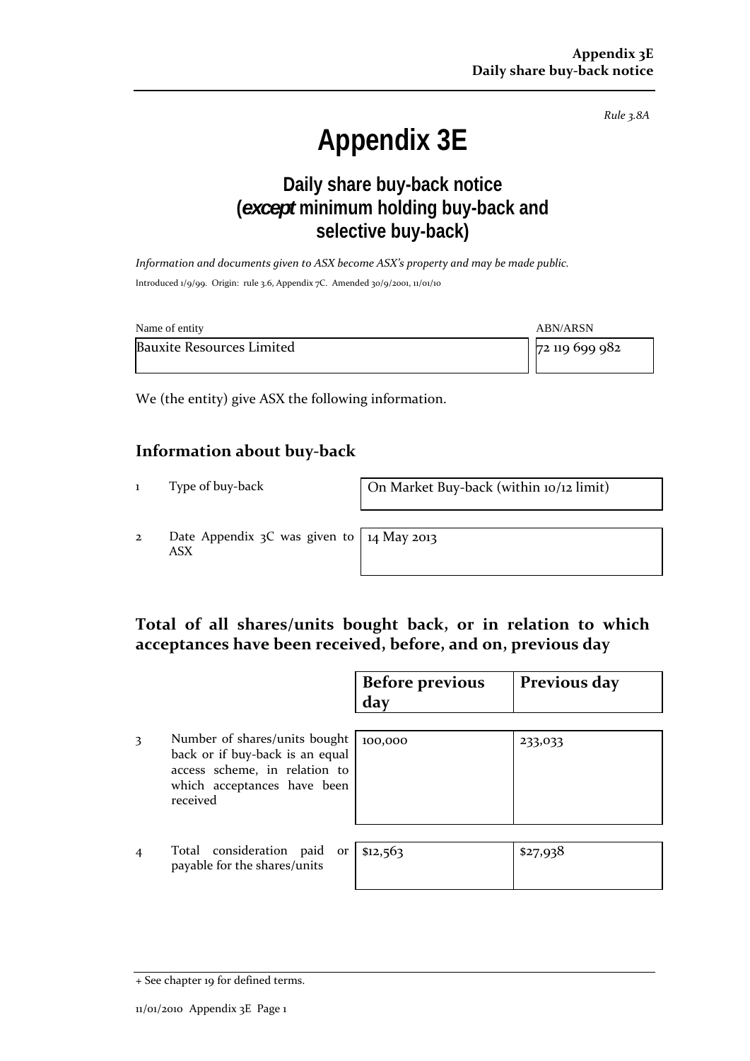*Rule 3.8A*

# Appendix 3E

## Daily share buy-back notice (*except* minimum holding buy-back and selective buy-back)

*Information and documents given to ASX become ASX's property and may be made public.*

Introduced 1/9/99. Origin: rule 3.6, Appendix 7C. Amended 30/9/2001, 11/01/10

| Name of entity | ABN/ARSN |
|---|---|
| Bauxite Resources Limited | 72 119 699 982 |

We (the entity) give ASX the following information.

## Information about buy-back

| | | |
|---|---|---|
| 1 | Type of buy-back | On Market Buy-back (within 10/12 limit) |
| 2 | Date Appendix 3C was given to ASX | 14 May 2013 |

## Total of all shares/units bought back, or in relation to which acceptances have been received, before, and on, previous day

| | | Before previous day | Previous day |
|---|---|---|---|
| 3 | Number of shares/units bought back or if buy-back is an equal access scheme, in relation to which acceptances have been received | 100,000 | 233,033 |
| 4 | Total consideration paid or payable for the shares/units | $12,563 | $27,938 |

+ See chapter 19 for defined terms.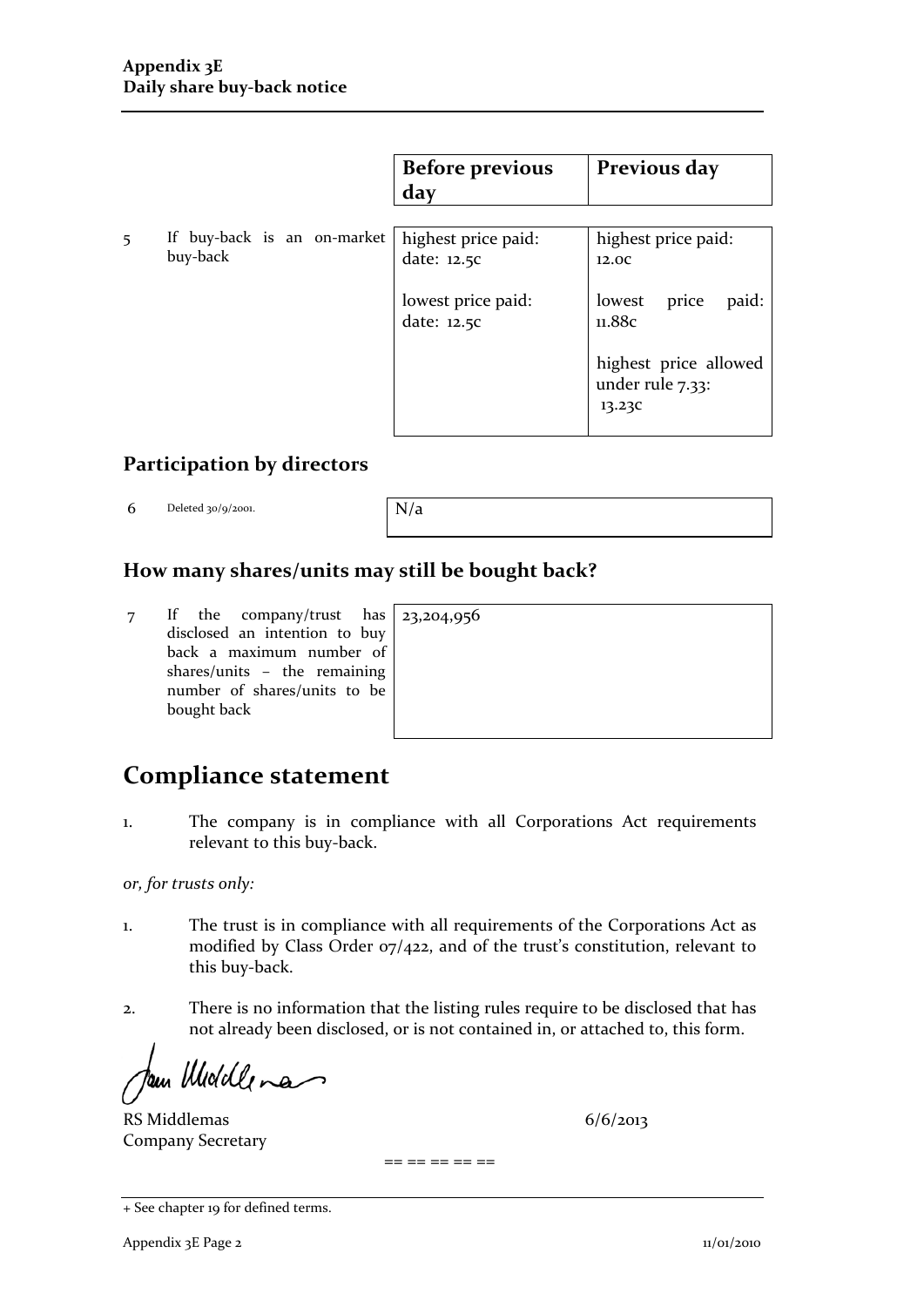**Appendix 3E**
**Daily share buy-back notice**

| | | Before previous day | Previous day |
|---|---|---|---|
| 5 | If buy-back is an on-market buy-back | highest price paid: date: 12.5c<br><br>lowest price paid: date: 12.5c | highest price paid: 12.0c<br><br>lowest price paid: 11.88c<br><br>highest price allowed under rule 7.33: 13.23c |

## Participation by directors

| | | |
|---|---|---|
| 6 | Deleted 30/9/2001. | N/a |

## How many shares/units may still be bought back?

| | | |
|---|---|---|
| 7 | If the company/trust has disclosed an intention to buy back a maximum number of shares/units – the remaining number of shares/units to be bought back | 23,204,956 |

# Compliance statement

1. The company is in compliance with all Corporations Act requirements relevant to this buy-back.

*or, for trusts only:*

1. The trust is in compliance with all requirements of the Corporations Act as modified by Class Order 07/422, and of the trust's constitution, relevant to this buy-back.

2. There is no information that the listing rules require to be disclosed that has not already been disclosed, or is not contained in, or attached to, this form.

RS Middlemas
Company Secretary

6/6/2013

== == == == ==

+ See chapter 19 for defined terms.